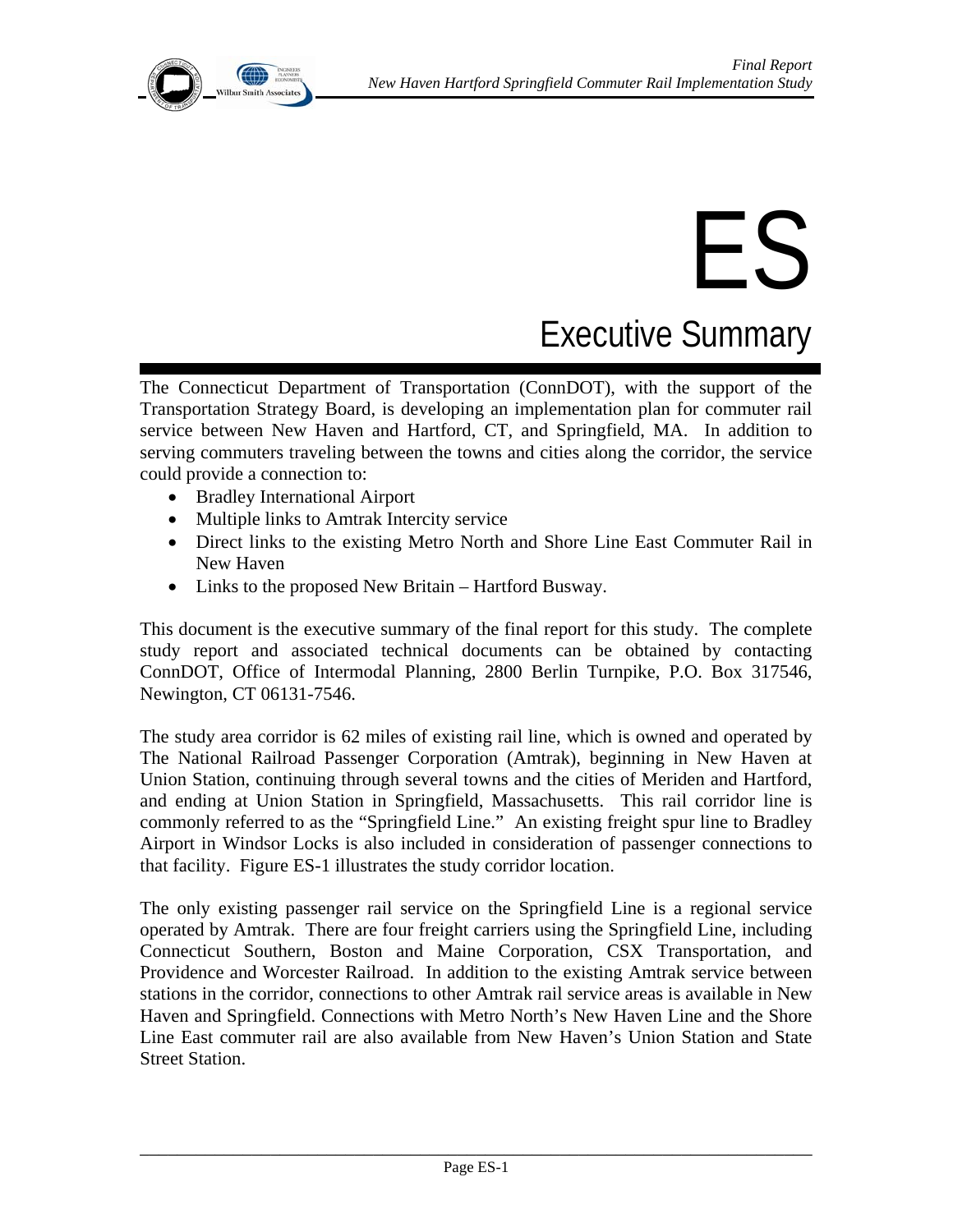# ES

# Executive Summary

The Connecticut Department of Transportation (ConnDOT), with the support of the Transportation Strategy Board, is developing an implementation plan for commuter rail service between New Haven and Hartford, CT, and Springfield, MA. In addition to serving commuters traveling between the towns and cities along the corridor, the service could provide a connection to:

- Bradley International Airport
- Multiple links to Amtrak Intercity service
- Direct links to the existing Metro North and Shore Line East Commuter Rail in New Haven
- Links to the proposed New Britain – Hartford Busway.

This document is the executive summary of the final report for this study. The complete study report and associated technical documents can be obtained by contacting ConnDOT, Office of Intermodal Planning, 2800 Berlin Turnpike, P.O. Box 317546, Newington, CT 06131-7546.

The study area corridor is 62 miles of existing rail line, which is owned and operated by The National Railroad Passenger Corporation (Amtrak), beginning in New Haven at Union Station, continuing through several towns and the cities of Meriden and Hartford, and ending at Union Station in Springfield, Massachusetts. This rail corridor line is commonly referred to as the "Springfield Line." An existing freight spur line to Bradley Airport in Windsor Locks is also included in consideration of passenger connections to that facility. Figure ES-1 illustrates the study corridor location.

The only existing passenger rail service on the Springfield Line is a regional service operated by Amtrak. There are four freight carriers using the Springfield Line, including Connecticut Southern, Boston and Maine Corporation, CSX Transportation, and Providence and Worcester Railroad. In addition to the existing Amtrak service between stations in the corridor, connections to other Amtrak rail service areas is available in New Haven and Springfield. Connections with Metro North's New Haven Line and the Shore Line East commuter rail are also available from New Haven's Union Station and State Street Station.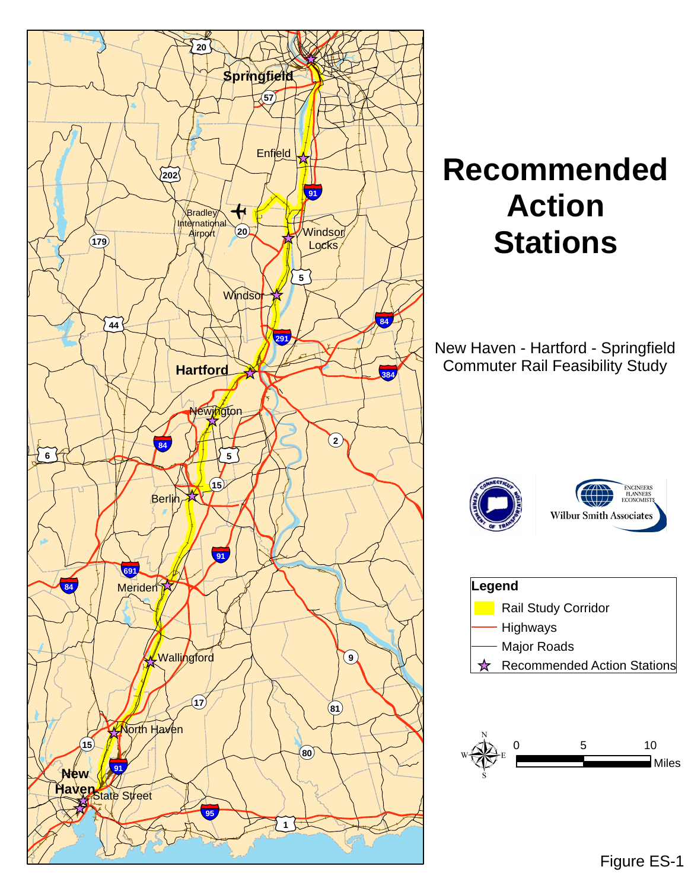# Recommended Action Stations

New Haven - Hartford - Springfield
Commuter Rail Feasibility Study

**Legend**

- Rail Study Corridor
- Highways
- Major Roads
- Recommended Action Stations

0 5 10 Miles

Figure ES-1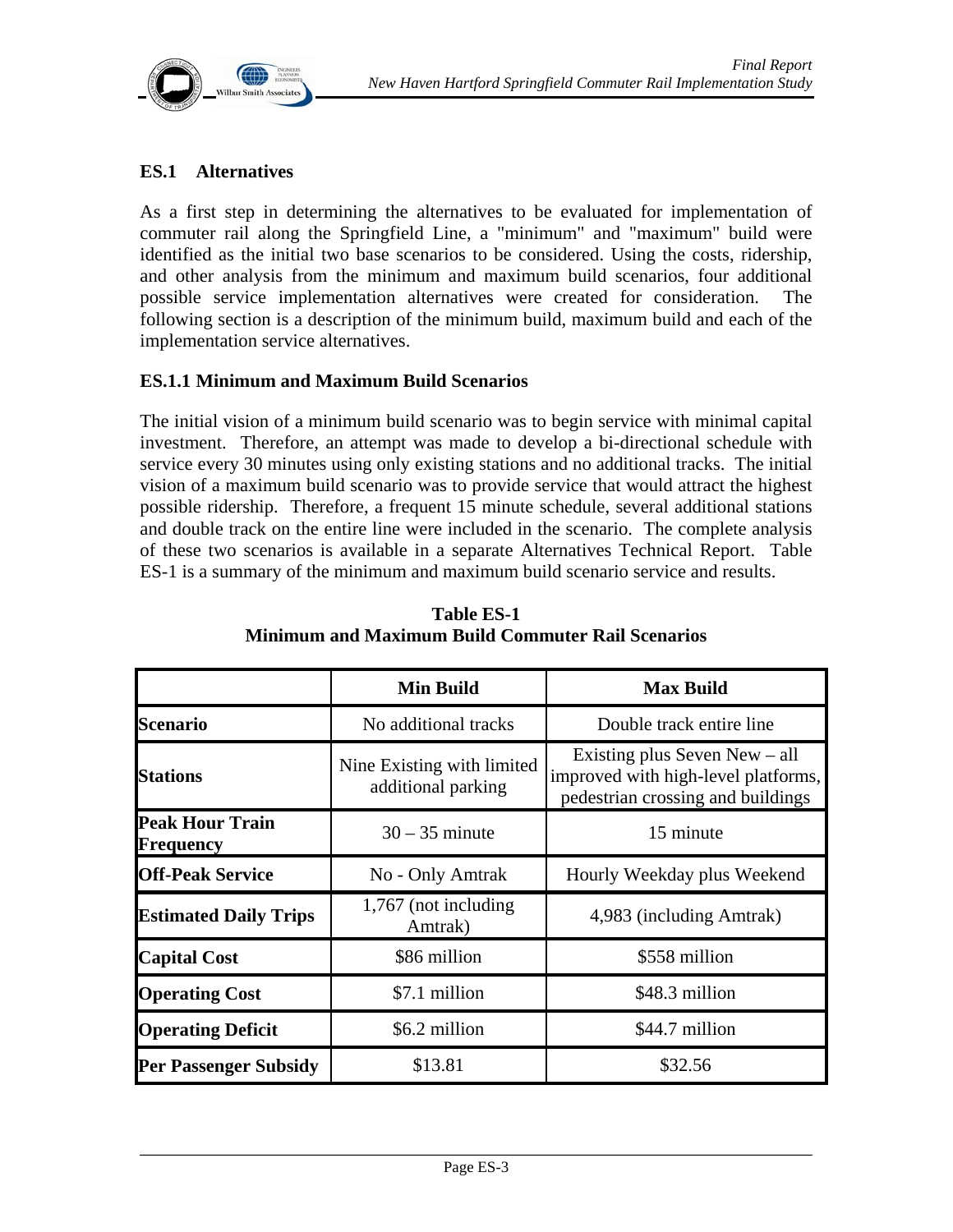## ES.1 Alternatives

As a first step in determining the alternatives to be evaluated for implementation of commuter rail along the Springfield Line, a "minimum" and "maximum" build were identified as the initial two base scenarios to be considered. Using the costs, ridership, and other analysis from the minimum and maximum build scenarios, four additional possible service implementation alternatives were created for consideration. The following section is a description of the minimum build, maximum build and each of the implementation service alternatives.

### ES.1.1 Minimum and Maximum Build Scenarios

The initial vision of a minimum build scenario was to begin service with minimal capital investment. Therefore, an attempt was made to develop a bi-directional schedule with service every 30 minutes using only existing stations and no additional tracks. The initial vision of a maximum build scenario was to provide service that would attract the highest possible ridership. Therefore, a frequent 15 minute schedule, several additional stations and double track on the entire line were included in the scenario. The complete analysis of these two scenarios is available in a separate Alternatives Technical Report. Table ES-1 is a summary of the minimum and maximum build scenario service and results.

**Table ES-1**
**Minimum and Maximum Build Commuter Rail Scenarios**

| | Min Build | Max Build |
|---|---|---|
| **Scenario** | No additional tracks | Double track entire line |
| **Stations** | Nine Existing with limited additional parking | Existing plus Seven New – all improved with high-level platforms, pedestrian crossing and buildings |
| **Peak Hour Train Frequency** | 30 – 35 minute | 15 minute |
| **Off-Peak Service** | No - Only Amtrak | Hourly Weekday plus Weekend |
| **Estimated Daily Trips** | 1,767 (not including Amtrak) | 4,983 (including Amtrak) |
| **Capital Cost** | $86 million | $558 million |
| **Operating Cost** | $7.1 million | $48.3 million |
| **Operating Deficit** | $6.2 million | $44.7 million |
| **Per Passenger Subsidy** | $13.81 | $32.56 |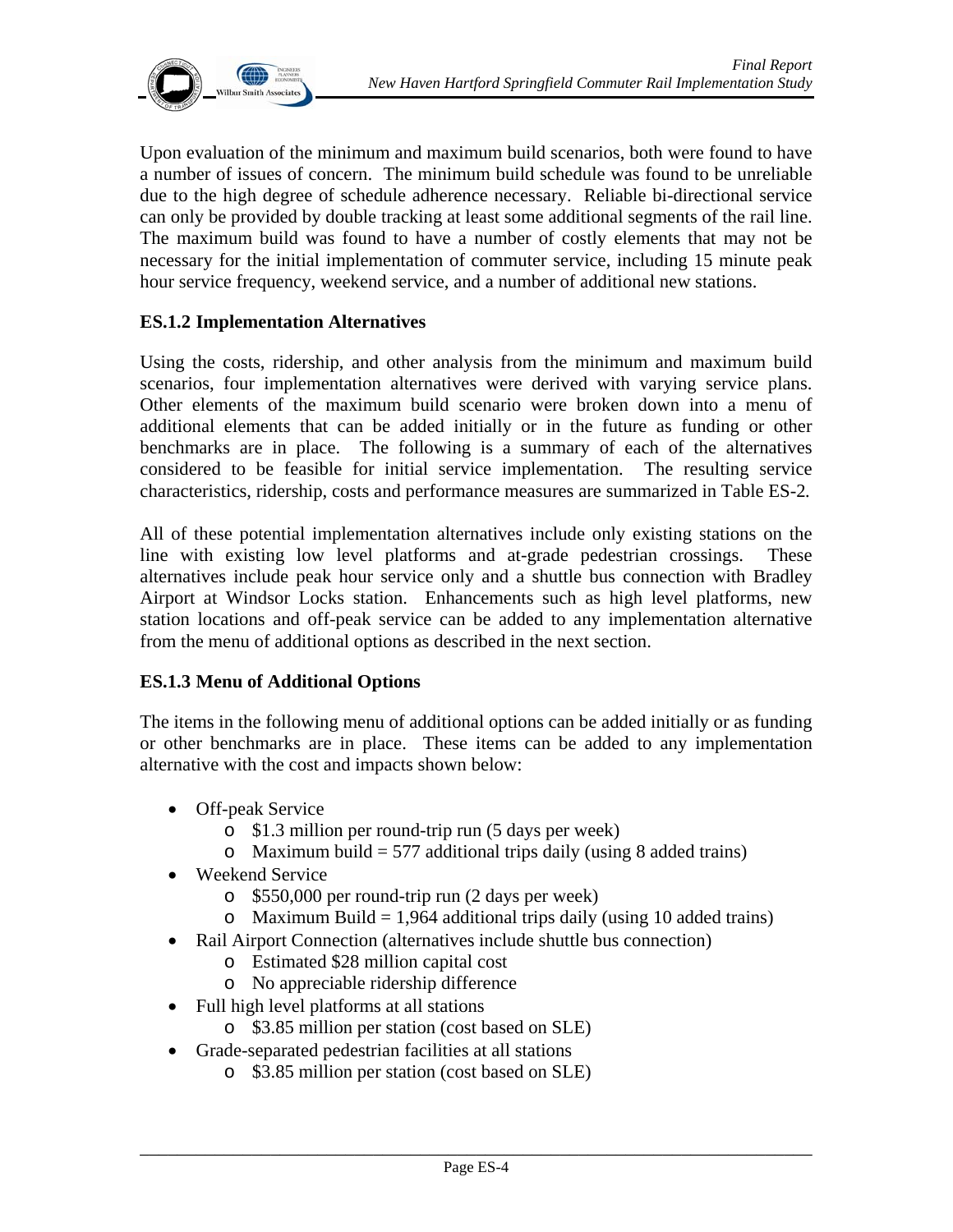Upon evaluation of the minimum and maximum build scenarios, both were found to have a number of issues of concern. The minimum build schedule was found to be unreliable due to the high degree of schedule adherence necessary. Reliable bi-directional service can only be provided by double tracking at least some additional segments of the rail line. The maximum build was found to have a number of costly elements that may not be necessary for the initial implementation of commuter service, including 15 minute peak hour service frequency, weekend service, and a number of additional new stations.

### ES.1.2 Implementation Alternatives

Using the costs, ridership, and other analysis from the minimum and maximum build scenarios, four implementation alternatives were derived with varying service plans. Other elements of the maximum build scenario were broken down into a menu of additional elements that can be added initially or in the future as funding or other benchmarks are in place. The following is a summary of each of the alternatives considered to be feasible for initial service implementation. The resulting service characteristics, ridership, costs and performance measures are summarized in Table ES-2.

All of these potential implementation alternatives include only existing stations on the line with existing low level platforms and at-grade pedestrian crossings. These alternatives include peak hour service only and a shuttle bus connection with Bradley Airport at Windsor Locks station. Enhancements such as high level platforms, new station locations and off-peak service can be added to any implementation alternative from the menu of additional options as described in the next section.

### ES.1.3 Menu of Additional Options

The items in the following menu of additional options can be added initially or as funding or other benchmarks are in place. These items can be added to any implementation alternative with the cost and impacts shown below:

- Off-peak Service
  - $1.3 million per round-trip run (5 days per week)
  - Maximum build = 577 additional trips daily (using 8 added trains)
- Weekend Service
  - $550,000 per round-trip run (2 days per week)
  - Maximum Build = 1,964 additional trips daily (using 10 added trains)
- Rail Airport Connection (alternatives include shuttle bus connection)
  - Estimated $28 million capital cost
  - No appreciable ridership difference
- Full high level platforms at all stations
  - $3.85 million per station (cost based on SLE)
- Grade-separated pedestrian facilities at all stations
  - $3.85 million per station (cost based on SLE)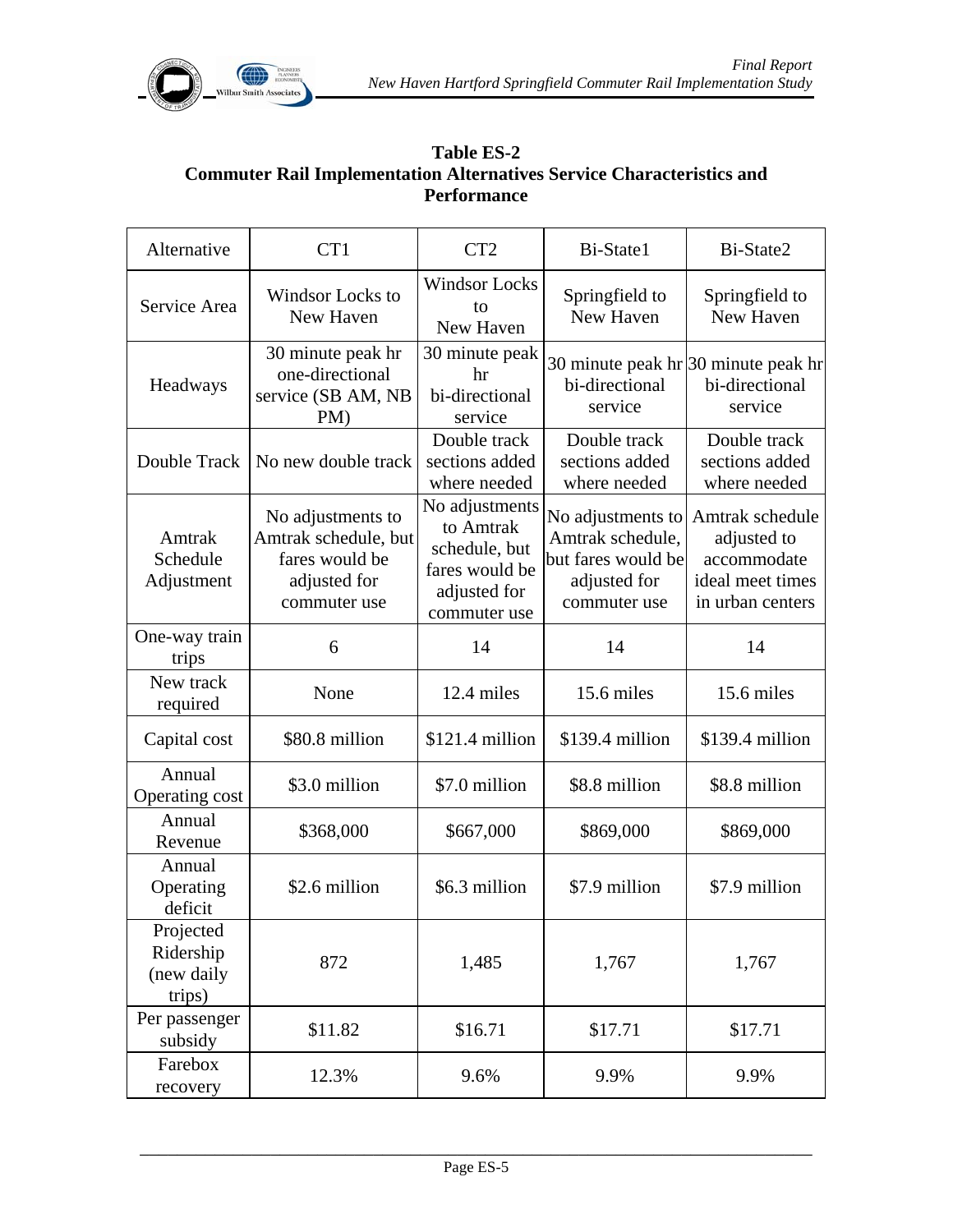**Table ES-2**
**Commuter Rail Implementation Alternatives Service Characteristics and Performance**

| Alternative | CT1 | CT2 | Bi-State1 | Bi-State2 |
|---|---|---|---|---|
| Service Area | Windsor Locks to New Haven | Windsor Locks to New Haven | Springfield to New Haven | Springfield to New Haven |
| Headways | 30 minute peak hr one-directional service (SB AM, NB PM) | 30 minute peak hr bi-directional service | 30 minute peak hr bi-directional service | 30 minute peak hr bi-directional service |
| Double Track | No new double track | Double track sections added where needed | Double track sections added where needed | Double track sections added where needed |
| Amtrak Schedule Adjustment | No adjustments to Amtrak schedule, but fares would be adjusted for commuter use | No adjustments to Amtrak schedule, but fares would be adjusted for commuter use | No adjustments to Amtrak schedule, but fares would be adjusted for commuter use | Amtrak schedule adjusted to accommodate ideal meet times in urban centers |
| One-way train trips | 6 | 14 | 14 | 14 |
| New track required | None | 12.4 miles | 15.6 miles | 15.6 miles |
| Capital cost | $80.8 million | $121.4 million | $139.4 million | $139.4 million |
| Annual Operating cost | $3.0 million | $7.0 million | $8.8 million | $8.8 million |
| Annual Revenue | $368,000 | $667,000 | $869,000 | $869,000 |
| Annual Operating deficit | $2.6 million | $6.3 million | $7.9 million | $7.9 million |
| Projected Ridership (new daily trips) | 872 | 1,485 | 1,767 | 1,767 |
| Per passenger subsidy | $11.82 | $16.71 | $17.71 | $17.71 |
| Farebox recovery | 12.3% | 9.6% | 9.9% | 9.9% |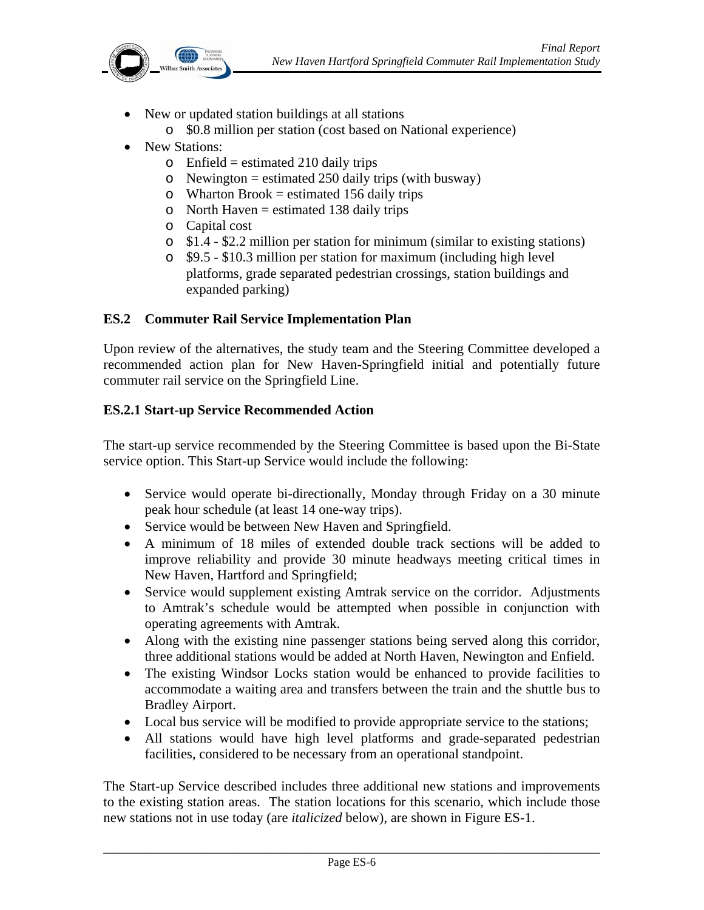- New or updated station buildings at all stations
  - $0.8 million per station (cost based on National experience)
- New Stations:
  - Enfield = estimated 210 daily trips
  - Newington = estimated 250 daily trips (with busway)
  - Wharton Brook = estimated 156 daily trips
  - North Haven = estimated 138 daily trips
  - Capital cost
  - $1.4 - $2.2 million per station for minimum (similar to existing stations)
  - $9.5 - $10.3 million per station for maximum (including high level platforms, grade separated pedestrian crossings, station buildings and expanded parking)

## ES.2 Commuter Rail Service Implementation Plan

Upon review of the alternatives, the study team and the Steering Committee developed a recommended action plan for New Haven-Springfield initial and potentially future commuter rail service on the Springfield Line.

### ES.2.1 Start-up Service Recommended Action

The start-up service recommended by the Steering Committee is based upon the Bi-State service option. This Start-up Service would include the following:

- Service would operate bi-directionally, Monday through Friday on a 30 minute peak hour schedule (at least 14 one-way trips).
- Service would be between New Haven and Springfield.
- A minimum of 18 miles of extended double track sections will be added to improve reliability and provide 30 minute headways meeting critical times in New Haven, Hartford and Springfield;
- Service would supplement existing Amtrak service on the corridor. Adjustments to Amtrak's schedule would be attempted when possible in conjunction with operating agreements with Amtrak.
- Along with the existing nine passenger stations being served along this corridor, three additional stations would be added at North Haven, Newington and Enfield.
- The existing Windsor Locks station would be enhanced to provide facilities to accommodate a waiting area and transfers between the train and the shuttle bus to Bradley Airport.
- Local bus service will be modified to provide appropriate service to the stations;
- All stations would have high level platforms and grade-separated pedestrian facilities, considered to be necessary from an operational standpoint.

The Start-up Service described includes three additional new stations and improvements to the existing station areas. The station locations for this scenario, which include those new stations not in use today (are *italicized* below), are shown in Figure ES-1.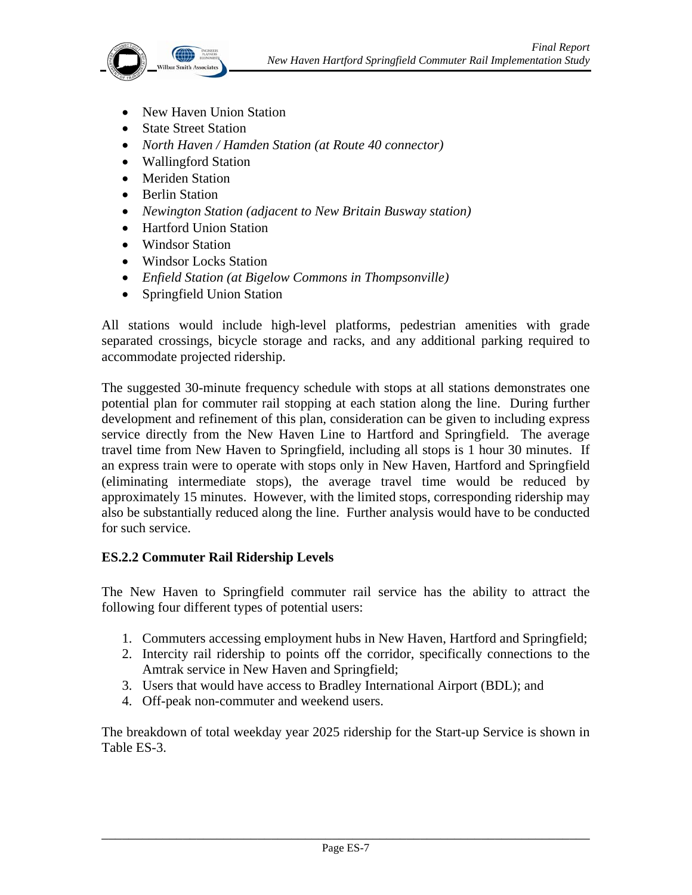- New Haven Union Station
- State Street Station
- *North Haven / Hamden Station (at Route 40 connector)*
- Wallingford Station
- Meriden Station
- Berlin Station
- *Newington Station (adjacent to New Britain Busway station)*
- Hartford Union Station
- Windsor Station
- Windsor Locks Station
- *Enfield Station (at Bigelow Commons in Thompsonville)*
- Springfield Union Station

All stations would include high-level platforms, pedestrian amenities with grade separated crossings, bicycle storage and racks, and any additional parking required to accommodate projected ridership.

The suggested 30-minute frequency schedule with stops at all stations demonstrates one potential plan for commuter rail stopping at each station along the line. During further development and refinement of this plan, consideration can be given to including express service directly from the New Haven Line to Hartford and Springfield. The average travel time from New Haven to Springfield, including all stops is 1 hour 30 minutes. If an express train were to operate with stops only in New Haven, Hartford and Springfield (eliminating intermediate stops), the average travel time would be reduced by approximately 15 minutes. However, with the limited stops, corresponding ridership may also be substantially reduced along the line. Further analysis would have to be conducted for such service.

### ES.2.2 Commuter Rail Ridership Levels

The New Haven to Springfield commuter rail service has the ability to attract the following four different types of potential users:

1. Commuters accessing employment hubs in New Haven, Hartford and Springfield;
2. Intercity rail ridership to points off the corridor, specifically connections to the Amtrak service in New Haven and Springfield;
3. Users that would have access to Bradley International Airport (BDL); and
4. Off-peak non-commuter and weekend users.

The breakdown of total weekday year 2025 ridership for the Start-up Service is shown in Table ES-3.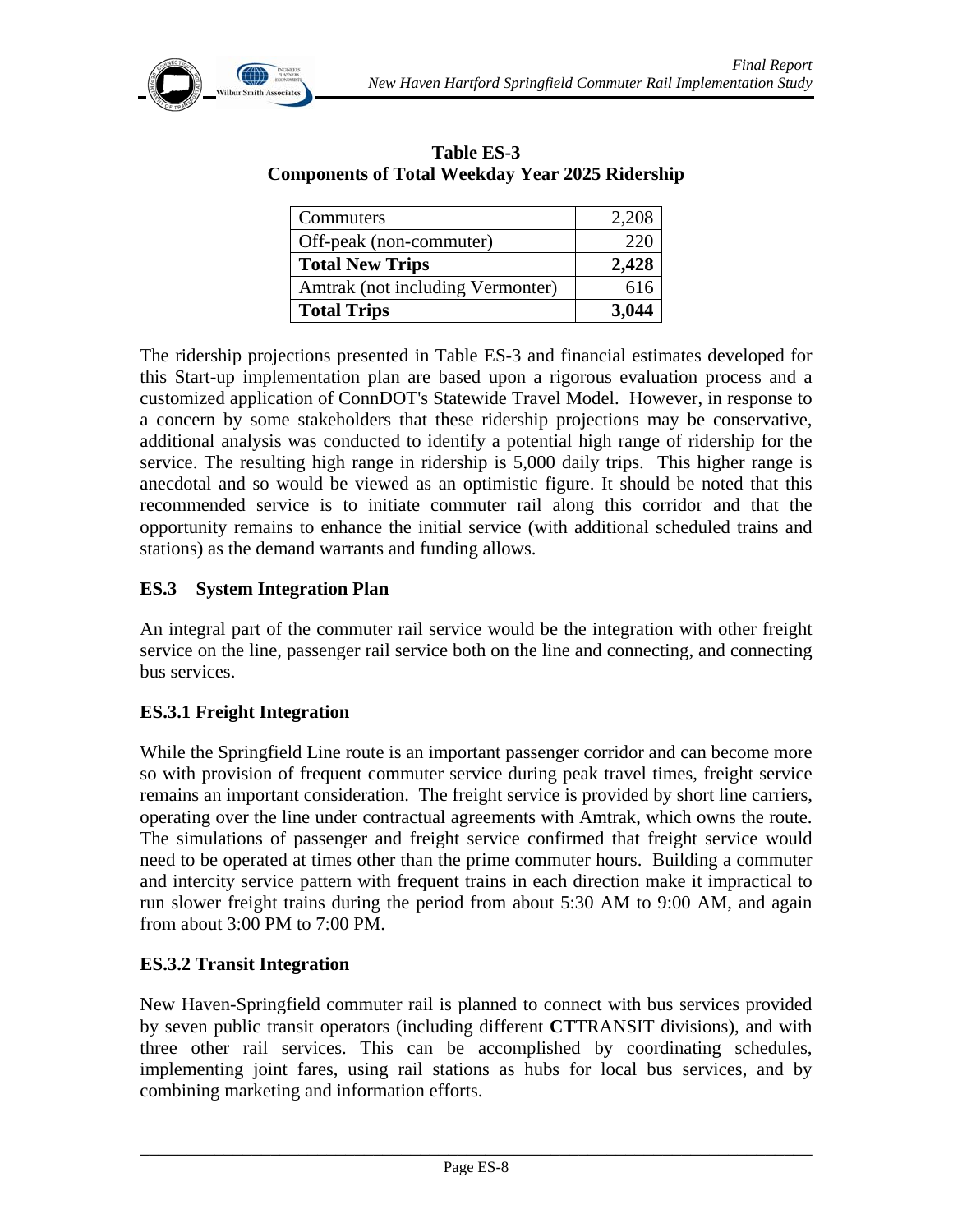**Table ES-3**
**Components of Total Weekday Year 2025 Ridership**

| | |
|---|---|
| Commuters | 2,208 |
| Off-peak (non-commuter) | 220 |
| **Total New Trips** | **2,428** |
| Amtrak (not including Vermonter) | 616 |
| **Total Trips** | **3,044** |

The ridership projections presented in Table ES-3 and financial estimates developed for this Start-up implementation plan are based upon a rigorous evaluation process and a customized application of ConnDOT's Statewide Travel Model. However, in response to a concern by some stakeholders that these ridership projections may be conservative, additional analysis was conducted to identify a potential high range of ridership for the service. The resulting high range in ridership is 5,000 daily trips. This higher range is anecdotal and so would be viewed as an optimistic figure. It should be noted that this recommended service is to initiate commuter rail along this corridor and that the opportunity remains to enhance the initial service (with additional scheduled trains and stations) as the demand warrants and funding allows.

## ES.3 System Integration Plan

An integral part of the commuter rail service would be the integration with other freight service on the line, passenger rail service both on the line and connecting, and connecting bus services.

### ES.3.1 Freight Integration

While the Springfield Line route is an important passenger corridor and can become more so with provision of frequent commuter service during peak travel times, freight service remains an important consideration. The freight service is provided by short line carriers, operating over the line under contractual agreements with Amtrak, which owns the route. The simulations of passenger and freight service confirmed that freight service would need to be operated at times other than the prime commuter hours. Building a commuter and intercity service pattern with frequent trains in each direction make it impractical to run slower freight trains during the period from about 5:30 AM to 9:00 AM, and again from about 3:00 PM to 7:00 PM.

### ES.3.2 Transit Integration

New Haven-Springfield commuter rail is planned to connect with bus services provided by seven public transit operators (including different **CT**TRANSIT divisions), and with three other rail services. This can be accomplished by coordinating schedules, implementing joint fares, using rail stations as hubs for local bus services, and by combining marketing and information efforts.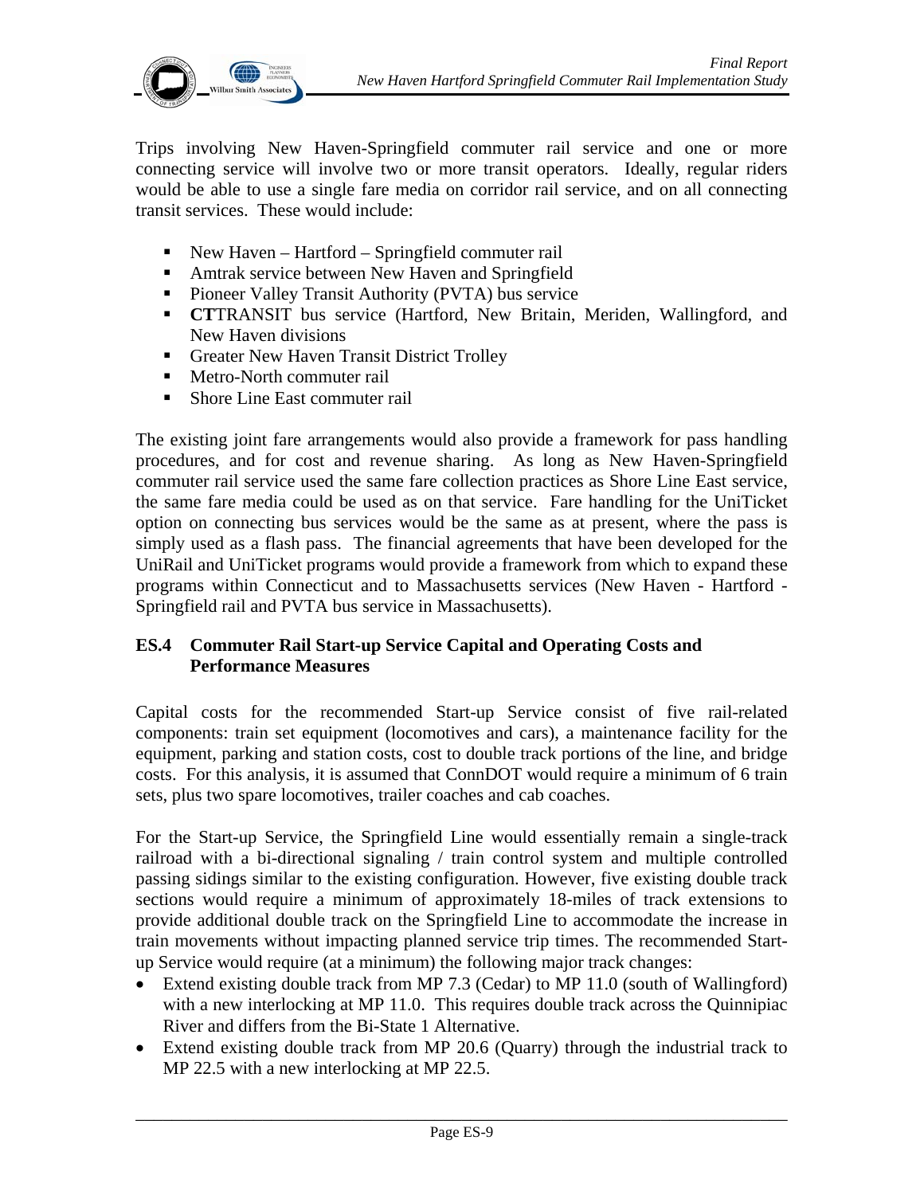Trips involving New Haven-Springfield commuter rail service and one or more connecting service will involve two or more transit operators. Ideally, regular riders would be able to use a single fare media on corridor rail service, and on all connecting transit services. These would include:

- New Haven – Hartford – Springfield commuter rail
- Amtrak service between New Haven and Springfield
- Pioneer Valley Transit Authority (PVTA) bus service
- **CT**TRANSIT bus service (Hartford, New Britain, Meriden, Wallingford, and New Haven divisions
- Greater New Haven Transit District Trolley
- Metro-North commuter rail
- Shore Line East commuter rail

The existing joint fare arrangements would also provide a framework for pass handling procedures, and for cost and revenue sharing. As long as New Haven-Springfield commuter rail service used the same fare collection practices as Shore Line East service, the same fare media could be used as on that service. Fare handling for the UniTicket option on connecting bus services would be the same as at present, where the pass is simply used as a flash pass. The financial agreements that have been developed for the UniRail and UniTicket programs would provide a framework from which to expand these programs within Connecticut and to Massachusetts services (New Haven - Hartford - Springfield rail and PVTA bus service in Massachusetts).

## ES.4 Commuter Rail Start-up Service Capital and Operating Costs and Performance Measures

Capital costs for the recommended Start-up Service consist of five rail-related components: train set equipment (locomotives and cars), a maintenance facility for the equipment, parking and station costs, cost to double track portions of the line, and bridge costs. For this analysis, it is assumed that ConnDOT would require a minimum of 6 train sets, plus two spare locomotives, trailer coaches and cab coaches.

For the Start-up Service, the Springfield Line would essentially remain a single-track railroad with a bi-directional signaling / train control system and multiple controlled passing sidings similar to the existing configuration. However, five existing double track sections would require a minimum of approximately 18-miles of track extensions to provide additional double track on the Springfield Line to accommodate the increase in train movements without impacting planned service trip times. The recommended Start-up Service would require (at a minimum) the following major track changes:

- Extend existing double track from MP 7.3 (Cedar) to MP 11.0 (south of Wallingford) with a new interlocking at MP 11.0. This requires double track across the Quinnipiac River and differs from the Bi-State 1 Alternative.
- Extend existing double track from MP 20.6 (Quarry) through the industrial track to MP 22.5 with a new interlocking at MP 22.5.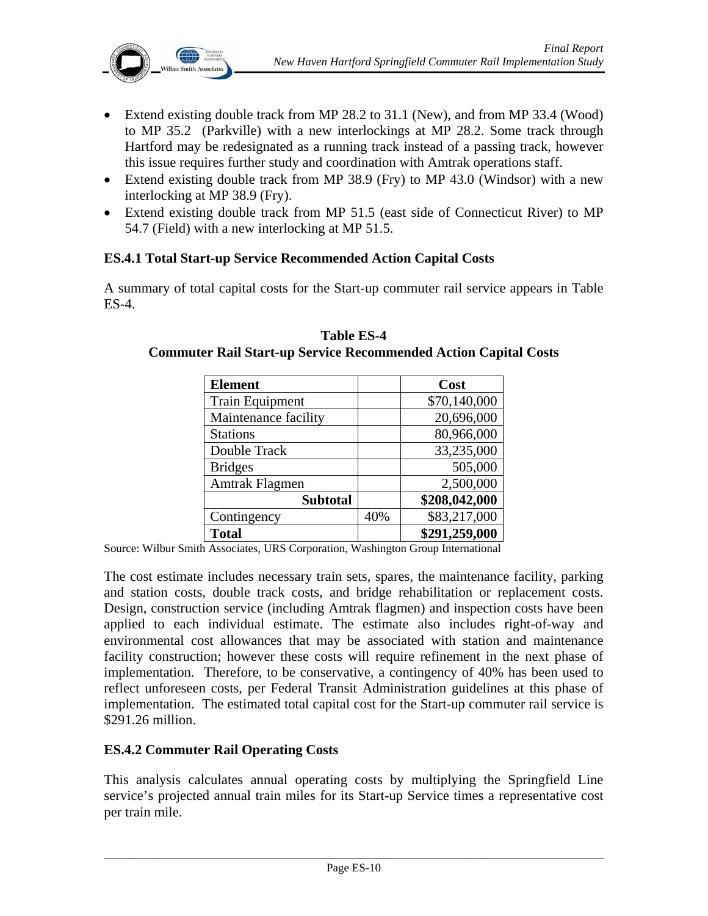- Extend existing double track from MP 28.2 to 31.1 (New), and from MP 33.4 (Wood) to MP 35.2 (Parkville) with a new interlockings at MP 28.2. Some track through Hartford may be redesignated as a running track instead of a passing track, however this issue requires further study and coordination with Amtrak operations staff.
- Extend existing double track from MP 38.9 (Fry) to MP 43.0 (Windsor) with a new interlocking at MP 38.9 (Fry).
- Extend existing double track from MP 51.5 (east side of Connecticut River) to MP 54.7 (Field) with a new interlocking at MP 51.5.

### ES.4.1 Total Start-up Service Recommended Action Capital Costs

A summary of total capital costs for the Start-up commuter rail service appears in Table ES-4.

**Table ES-4**
**Commuter Rail Start-up Service Recommended Action Capital Costs**

| Element | | Cost |
|---|---|---|
| Train Equipment | | $70,140,000 |
| Maintenance facility | | 20,696,000 |
| Stations | | 80,966,000 |
| Double Track | | 33,235,000 |
| Bridges | | 505,000 |
| Amtrak Flagmen | | 2,500,000 |
| **Subtotal** | | **$208,042,000** |
| Contingency | 40% | $83,217,000 |
| **Total** | | **$291,259,000** |

Source: Wilbur Smith Associates, URS Corporation, Washington Group International

The cost estimate includes necessary train sets, spares, the maintenance facility, parking and station costs, double track costs, and bridge rehabilitation or replacement costs. Design, construction service (including Amtrak flagmen) and inspection costs have been applied to each individual estimate. The estimate also includes right-of-way and environmental cost allowances that may be associated with station and maintenance facility construction; however these costs will require refinement in the next phase of implementation. Therefore, to be conservative, a contingency of 40% has been used to reflect unforeseen costs, per Federal Transit Administration guidelines at this phase of implementation. The estimated total capital cost for the Start-up commuter rail service is $291.26 million.

### ES.4.2 Commuter Rail Operating Costs

This analysis calculates annual operating costs by multiplying the Springfield Line service's projected annual train miles for its Start-up Service times a representative cost per train mile.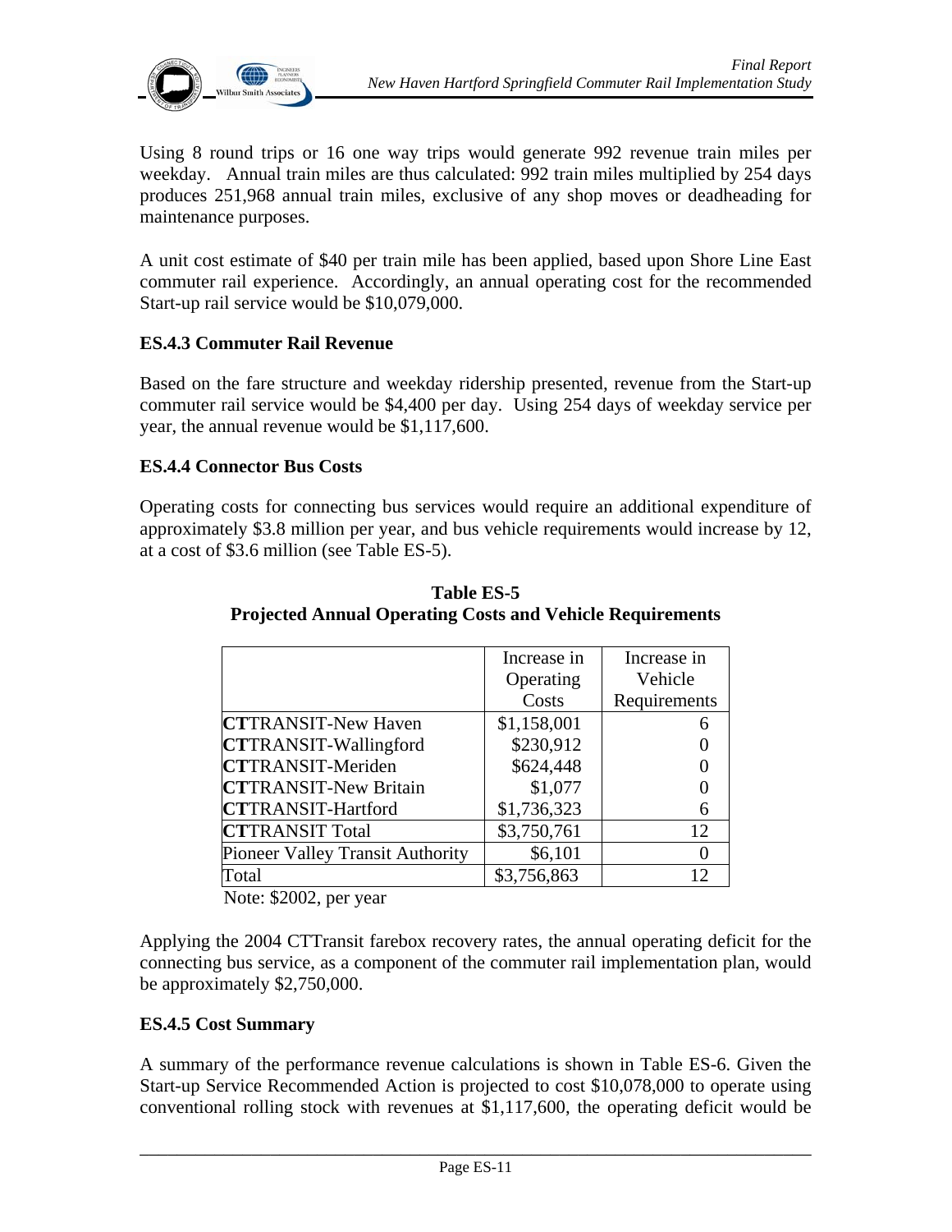Using 8 round trips or 16 one way trips would generate 992 revenue train miles per weekday. Annual train miles are thus calculated: 992 train miles multiplied by 254 days produces 251,968 annual train miles, exclusive of any shop moves or deadheading for maintenance purposes.

A unit cost estimate of $40 per train mile has been applied, based upon Shore Line East commuter rail experience. Accordingly, an annual operating cost for the recommended Start-up rail service would be $10,079,000.

### ES.4.3 Commuter Rail Revenue

Based on the fare structure and weekday ridership presented, revenue from the Start-up commuter rail service would be $4,400 per day. Using 254 days of weekday service per year, the annual revenue would be $1,117,600.

### ES.4.4 Connector Bus Costs

Operating costs for connecting bus services would require an additional expenditure of approximately $3.8 million per year, and bus vehicle requirements would increase by 12, at a cost of $3.6 million (see Table ES-5).

**Table ES-5**
**Projected Annual Operating Costs and Vehicle Requirements**

| | Increase in Operating Costs | Increase in Vehicle Requirements |
|---|---|---|
| **CT**TRANSIT-New Haven | $1,158,001 | 6 |
| **CT**TRANSIT-Wallingford | $230,912 | 0 |
| **CT**TRANSIT-Meriden | $624,448 | 0 |
| **CT**TRANSIT-New Britain | $1,077 | 0 |
| **CT**TRANSIT-Hartford | $1,736,323 | 6 |
| **CT**TRANSIT Total | $3,750,761 | 12 |
| Pioneer Valley Transit Authority | $6,101 | 0 |
| Total | $3,756,863 | 12 |

Note: $2002, per year

Applying the 2004 CTTransit farebox recovery rates, the annual operating deficit for the connecting bus service, as a component of the commuter rail implementation plan, would be approximately $2,750,000.

### ES.4.5 Cost Summary

A summary of the performance revenue calculations is shown in Table ES-6. Given the Start-up Service Recommended Action is projected to cost $10,078,000 to operate using conventional rolling stock with revenues at $1,117,600, the operating deficit would be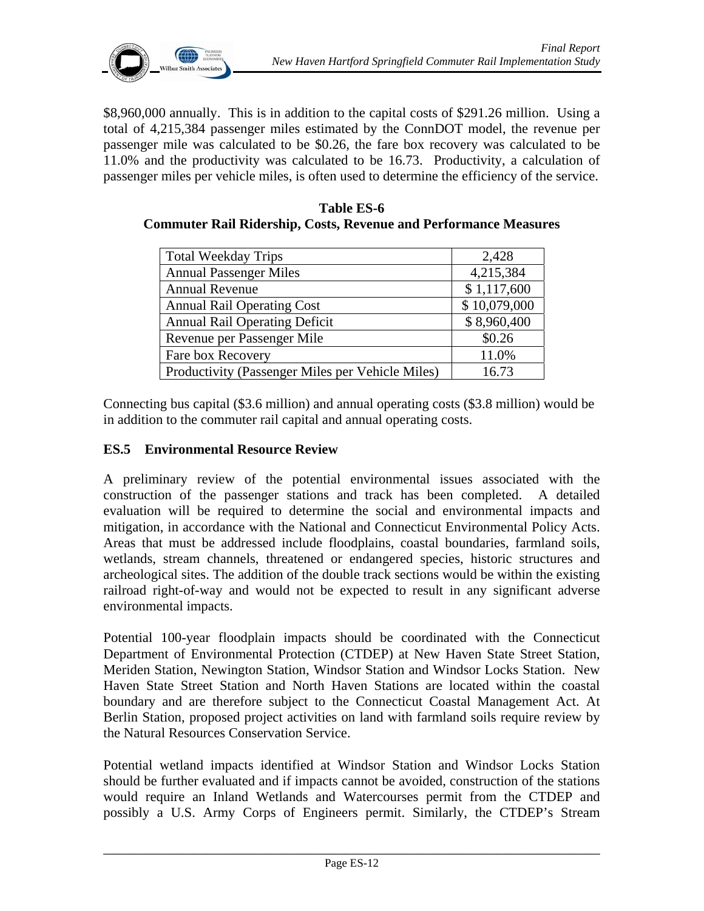$8,960,000 annually. This is in addition to the capital costs of $291.26 million. Using a total of 4,215,384 passenger miles estimated by the ConnDOT model, the revenue per passenger mile was calculated to be $0.26, the fare box recovery was calculated to be 11.0% and the productivity was calculated to be 16.73. Productivity, a calculation of passenger miles per vehicle miles, is often used to determine the efficiency of the service.

**Table ES-6**
**Commuter Rail Ridership, Costs, Revenue and Performance Measures**

| | |
|---|---|
| Total Weekday Trips | 2,428 |
| Annual Passenger Miles | 4,215,384 |
| Annual Revenue | $ 1,117,600 |
| Annual Rail Operating Cost | $ 10,079,000 |
| Annual Rail Operating Deficit | $ 8,960,400 |
| Revenue per Passenger Mile | $0.26 |
| Fare box Recovery | 11.0% |
| Productivity (Passenger Miles per Vehicle Miles) | 16.73 |

Connecting bus capital ($3.6 million) and annual operating costs ($3.8 million) would be in addition to the commuter rail capital and annual operating costs.

### ES.5 Environmental Resource Review

A preliminary review of the potential environmental issues associated with the construction of the passenger stations and track has been completed. A detailed evaluation will be required to determine the social and environmental impacts and mitigation, in accordance with the National and Connecticut Environmental Policy Acts. Areas that must be addressed include floodplains, coastal boundaries, farmland soils, wetlands, stream channels, threatened or endangered species, historic structures and archeological sites. The addition of the double track sections would be within the existing railroad right-of-way and would not be expected to result in any significant adverse environmental impacts.

Potential 100-year floodplain impacts should be coordinated with the Connecticut Department of Environmental Protection (CTDEP) at New Haven State Street Station, Meriden Station, Newington Station, Windsor Station and Windsor Locks Station. New Haven State Street Station and North Haven Stations are located within the coastal boundary and are therefore subject to the Connecticut Coastal Management Act. At Berlin Station, proposed project activities on land with farmland soils require review by the Natural Resources Conservation Service.

Potential wetland impacts identified at Windsor Station and Windsor Locks Station should be further evaluated and if impacts cannot be avoided, construction of the stations would require an Inland Wetlands and Watercourses permit from the CTDEP and possibly a U.S. Army Corps of Engineers permit. Similarly, the CTDEP's Stream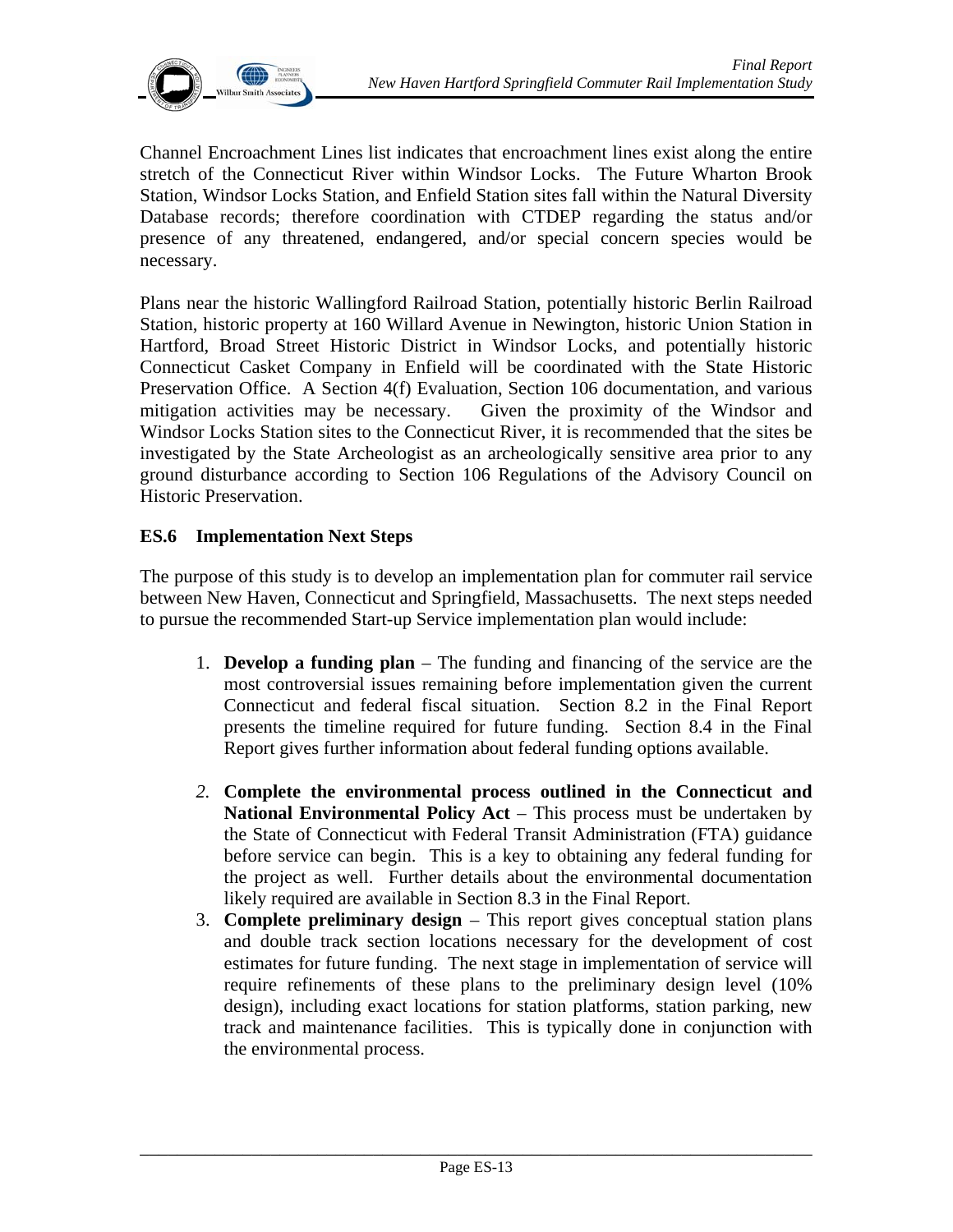Channel Encroachment Lines list indicates that encroachment lines exist along the entire stretch of the Connecticut River within Windsor Locks. The Future Wharton Brook Station, Windsor Locks Station, and Enfield Station sites fall within the Natural Diversity Database records; therefore coordination with CTDEP regarding the status and/or presence of any threatened, endangered, and/or special concern species would be necessary.

Plans near the historic Wallingford Railroad Station, potentially historic Berlin Railroad Station, historic property at 160 Willard Avenue in Newington, historic Union Station in Hartford, Broad Street Historic District in Windsor Locks, and potentially historic Connecticut Casket Company in Enfield will be coordinated with the State Historic Preservation Office. A Section 4(f) Evaluation, Section 106 documentation, and various mitigation activities may be necessary. Given the proximity of the Windsor and Windsor Locks Station sites to the Connecticut River, it is recommended that the sites be investigated by the State Archeologist as an archeologically sensitive area prior to any ground disturbance according to Section 106 Regulations of the Advisory Council on Historic Preservation.

## ES.6 Implementation Next Steps

The purpose of this study is to develop an implementation plan for commuter rail service between New Haven, Connecticut and Springfield, Massachusetts. The next steps needed to pursue the recommended Start-up Service implementation plan would include:

1. **Develop a funding plan** – The funding and financing of the service are the most controversial issues remaining before implementation given the current Connecticut and federal fiscal situation. Section 8.2 in the Final Report presents the timeline required for future funding. Section 8.4 in the Final Report gives further information about federal funding options available.

2. **Complete the environmental process outlined in the Connecticut and National Environmental Policy Act** – This process must be undertaken by the State of Connecticut with Federal Transit Administration (FTA) guidance before service can begin. This is a key to obtaining any federal funding for the project as well. Further details about the environmental documentation likely required are available in Section 8.3 in the Final Report.
3. **Complete preliminary design** – This report gives conceptual station plans and double track section locations necessary for the development of cost estimates for future funding. The next stage in implementation of service will require refinements of these plans to the preliminary design level (10% design), including exact locations for station platforms, station parking, new track and maintenance facilities. This is typically done in conjunction with the environmental process.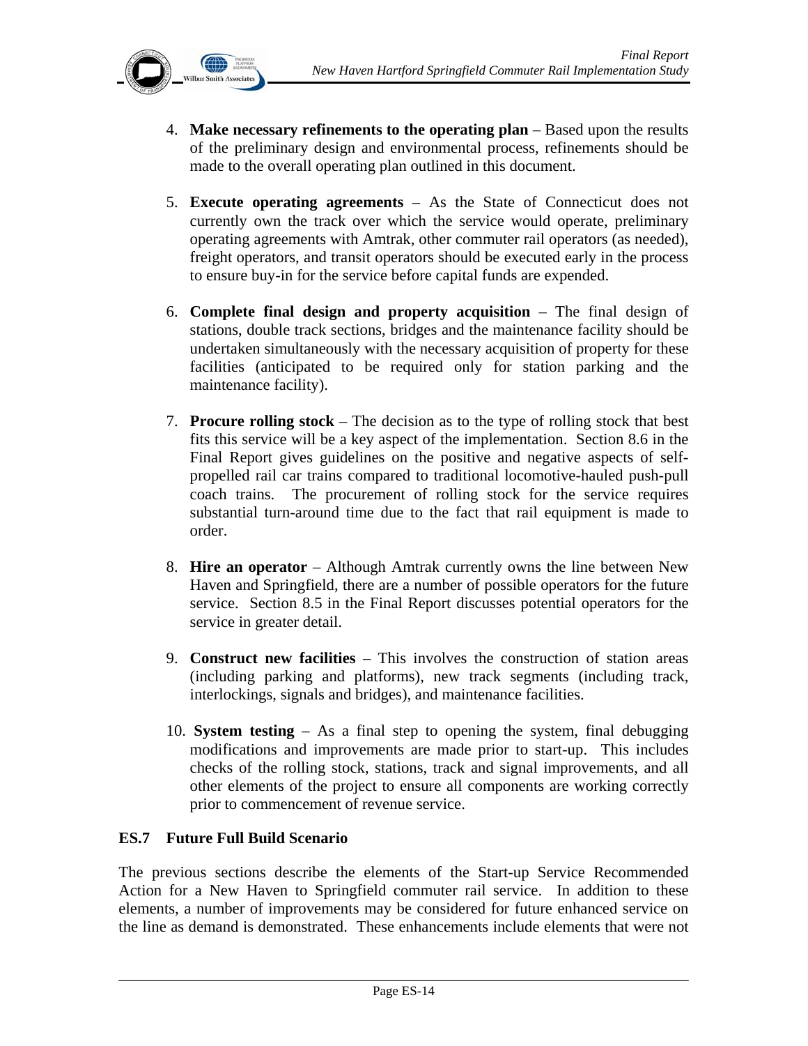4. **Make necessary refinements to the operating plan** – Based upon the results of the preliminary design and environmental process, refinements should be made to the overall operating plan outlined in this document.

5. **Execute operating agreements** – As the State of Connecticut does not currently own the track over which the service would operate, preliminary operating agreements with Amtrak, other commuter rail operators (as needed), freight operators, and transit operators should be executed early in the process to ensure buy-in for the service before capital funds are expended.

6. **Complete final design and property acquisition** – The final design of stations, double track sections, bridges and the maintenance facility should be undertaken simultaneously with the necessary acquisition of property for these facilities (anticipated to be required only for station parking and the maintenance facility).

7. **Procure rolling stock** – The decision as to the type of rolling stock that best fits this service will be a key aspect of the implementation. Section 8.6 in the Final Report gives guidelines on the positive and negative aspects of self-propelled rail car trains compared to traditional locomotive-hauled push-pull coach trains. The procurement of rolling stock for the service requires substantial turn-around time due to the fact that rail equipment is made to order.

8. **Hire an operator** – Although Amtrak currently owns the line between New Haven and Springfield, there are a number of possible operators for the future service. Section 8.5 in the Final Report discusses potential operators for the service in greater detail.

9. **Construct new facilities** – This involves the construction of station areas (including parking and platforms), new track segments (including track, interlockings, signals and bridges), and maintenance facilities.

10. **System testing** – As a final step to opening the system, final debugging modifications and improvements are made prior to start-up. This includes checks of the rolling stock, stations, track and signal improvements, and all other elements of the project to ensure all components are working correctly prior to commencement of revenue service.

### ES.7 Future Full Build Scenario

The previous sections describe the elements of the Start-up Service Recommended Action for a New Haven to Springfield commuter rail service. In addition to these elements, a number of improvements may be considered for future enhanced service on the line as demand is demonstrated. These enhancements include elements that were not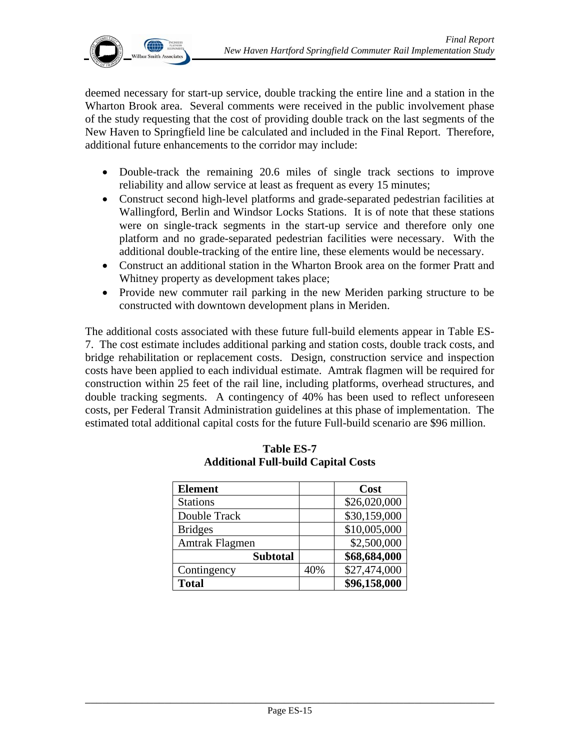deemed necessary for start-up service, double tracking the entire line and a station in the Wharton Brook area. Several comments were received in the public involvement phase of the study requesting that the cost of providing double track on the last segments of the New Haven to Springfield line be calculated and included in the Final Report. Therefore, additional future enhancements to the corridor may include:

- Double-track the remaining 20.6 miles of single track sections to improve reliability and allow service at least as frequent as every 15 minutes;
- Construct second high-level platforms and grade-separated pedestrian facilities at Wallingford, Berlin and Windsor Locks Stations. It is of note that these stations were on single-track segments in the start-up service and therefore only one platform and no grade-separated pedestrian facilities were necessary. With the additional double-tracking of the entire line, these elements would be necessary.
- Construct an additional station in the Wharton Brook area on the former Pratt and Whitney property as development takes place;
- Provide new commuter rail parking in the new Meriden parking structure to be constructed with downtown development plans in Meriden.

The additional costs associated with these future full-build elements appear in Table ES-7. The cost estimate includes additional parking and station costs, double track costs, and bridge rehabilitation or replacement costs. Design, construction service and inspection costs have been applied to each individual estimate. Amtrak flagmen will be required for construction within 25 feet of the rail line, including platforms, overhead structures, and double tracking segments. A contingency of 40% has been used to reflect unforeseen costs, per Federal Transit Administration guidelines at this phase of implementation. The estimated total additional capital costs for the future Full-build scenario are $96 million.

**Table ES-7**
**Additional Full-build Capital Costs**

| Element | | Cost |
|---|---|---|
| Stations | | $26,020,000 |
| Double Track | | $30,159,000 |
| Bridges | | $10,005,000 |
| Amtrak Flagmen | | $2,500,000 |
| **Subtotal** | | **$68,684,000** |
| Contingency | 40% | $27,474,000 |
| **Total** | | **$96,158,000** |